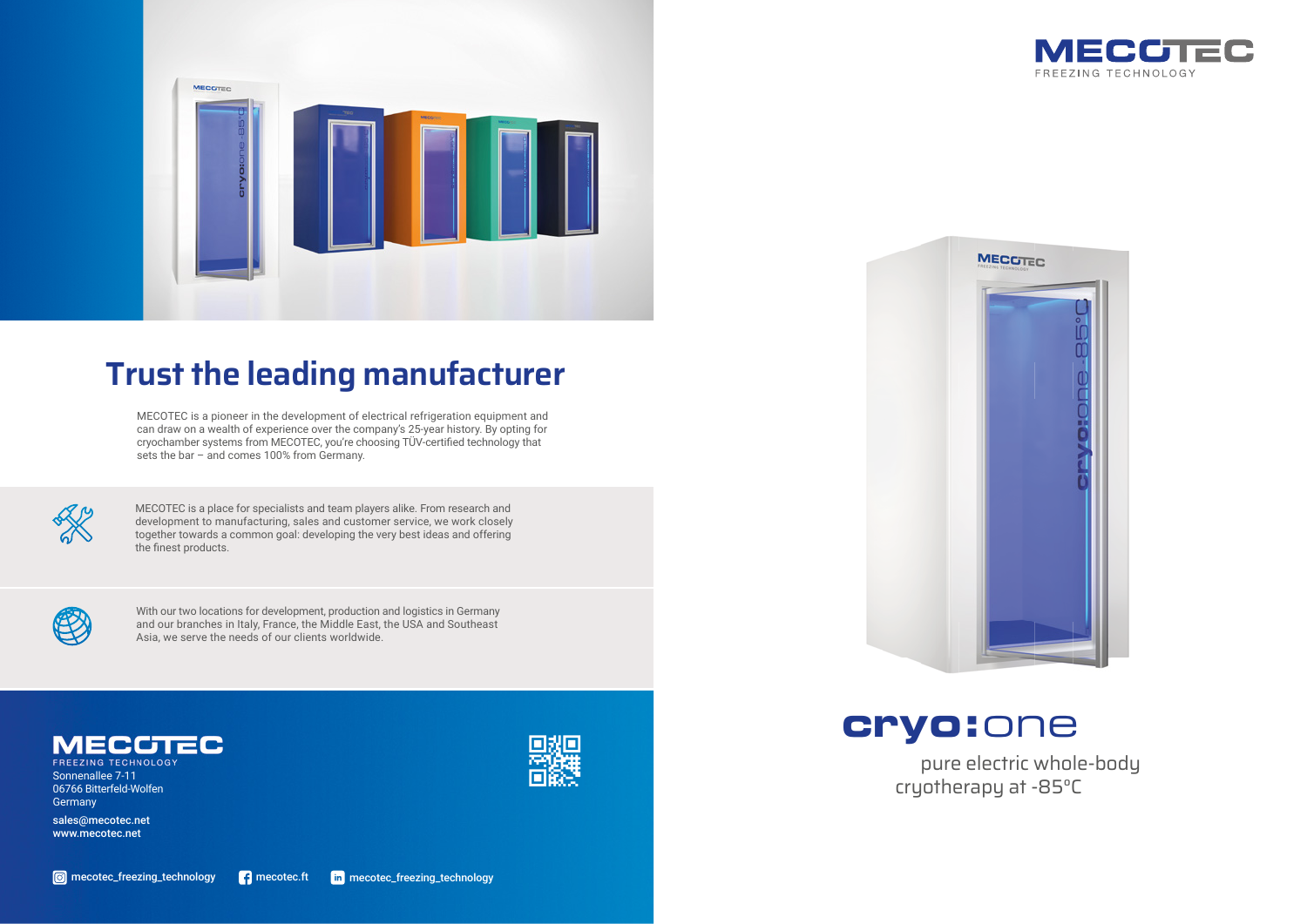# Trust the leading manufacturer

MECOTEC is a pioneer in the development of electrical refrigeration equipment and can draw on a wealth of experience over the company's 25-year history. By opting for cryochamber systems from MECOTEC, you're choosing TÜV-certified technology that sets the bar – and comes 100% from Germany.

MECOTEC is a place for specialists and team players alike. From research and development to manufacturing, sales and customer service, we work closely together towards a common goal: developing the very best ideas and offering the finest products.

With our two locations for development, production and logistics in Germany and our branches in Italy, France, the Middle East, the USA and Southeast Asia, we serve the needs of our clients worldwide.

**MECOTEC**
FREEZING TECHNOLOGY
Sonnenallee 7-11
06766 Bitterfeld-Wolfen
Germany

sales@mecotec.net
www.mecotec.net

mecotec_freezing_technology | mecotec.ft | mecotec_freezing_technology

**MECOTEC**
FREEZING TECHNOLOGY

# cryo:one

pure electric whole-body cryotherapy at -85°C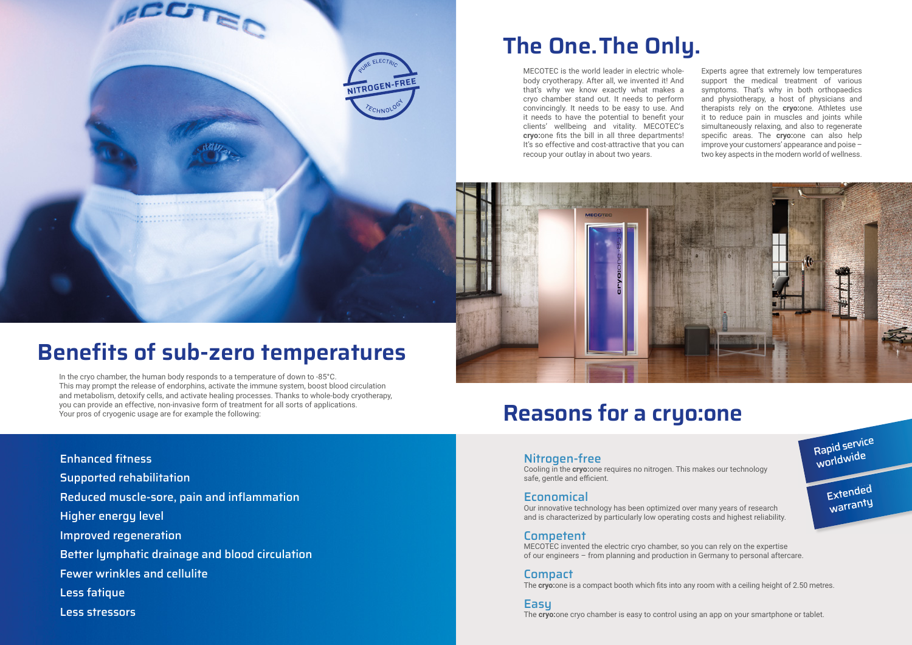# The One. The Only.

MECOTEC is the world leader in electric whole-body cryotherapy. After all, we invented it! And that's why we know exactly what makes a cryo chamber stand out. It needs to perform convincingly. It needs to be easy to use. And it needs to have the potential to benefit your clients' wellbeing and vitality. MECOTEC's **cryo:**one fits the bill in all three departments! It's so effective and cost-attractive that you can recoup your outlay in about two years.

Experts agree that extremely low temperatures support the medical treatment of various symptoms. That's why in both orthopaedics and physiotherapy, a host of physicians and therapists rely on the **cryo:**one. Athletes use it to reduce pain in muscles and joints while simultaneously relaxing, and also to regenerate specific areas. The **cryo:**one can also help improve your customers' appearance and poise – two key aspects in the modern world of wellness.

# Benefits of sub-zero temperatures

In the cryo chamber, the human body responds to a temperature of down to -85°C. This may prompt the release of endorphins, activate the immune system, boost blood circulation and metabolism, detoxify cells, and activate healing processes. Thanks to whole-body cryotherapy, you can provide an effective, non-invasive form of treatment for all sorts of applications. Your pros of cryogenic usage are for example the following:

- Enhanced fitness
- Supported rehabilitation
- Reduced muscle-sore, pain and inflammation
- Higher energy level
- Improved regeneration
- Better lymphatic drainage and blood circulation
- Fewer wrinkles and cellulite
- Less fatique
- Less stressors

# Reasons for a cryo:one

## Nitrogen-free

Cooling in the **cryo:**one requires no nitrogen. This makes our technology safe, gentle and efficient.

## Economical

Our innovative technology has been optimized over many years of research and is characterized by particularly low operating costs and highest reliability.

## Competent

MECOTEC invented the electric cryo chamber, so you can rely on the expertise of our engineers – from planning and production in Germany to personal aftercare.

## Compact

The **cryo:**one is a compact booth which fits into any room with a ceiling height of 2.50 metres.

## Easy

The **cryo:**one cryo chamber is easy to control using an app on your smartphone or tablet.

Rapid service worldwide

Extended warranty